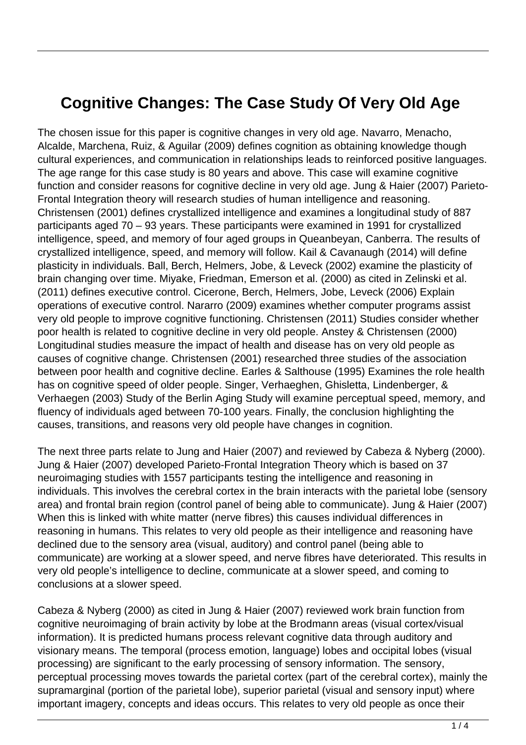# Cognitive Changes: The Case Study Of Very Old Age

The chosen issue for this paper is cognitive changes in very old age. Navarro, Menacho, Alcalde, Marchena, Ruiz, & Aguilar (2009) defines cognition as obtaining knowledge though cultural experiences, and communication in relationships leads to reinforced positive languages. The age range for this case study is 80 years and above. This case will examine cognitive function and consider reasons for cognitive decline in very old age. Jung & Haier (2007) Parieto-Frontal Integration theory will research studies of human intelligence and reasoning. Christensen (2001) defines crystallized intelligence and examines a longitudinal study of 887 participants aged 70 – 93 years. These participants were examined in 1991 for crystallized intelligence, speed, and memory of four aged groups in Queanbeyan, Canberra. The results of crystallized intelligence, speed, and memory will follow. Kail & Cavanaugh (2014) will define plasticity in individuals. Ball, Berch, Helmers, Jobe, & Leveck (2002) examine the plasticity of brain changing over time. Miyake, Friedman, Emerson et al. (2000) as cited in Zelinski et al. (2011) defines executive control. Cicerone, Berch, Helmers, Jobe, Leveck (2006) Explain operations of executive control. Nararro (2009) examines whether computer programs assist very old people to improve cognitive functioning. Christensen (2011) Studies consider whether poor health is related to cognitive decline in very old people. Anstey & Christensen (2000) Longitudinal studies measure the impact of health and disease has on very old people as causes of cognitive change. Christensen (2001) researched three studies of the association between poor health and cognitive decline. Earles & Salthouse (1995) Examines the role health has on cognitive speed of older people. Singer, Verhaeghen, Ghisletta, Lindenberger, & Verhaegen (2003) Study of the Berlin Aging Study will examine perceptual speed, memory, and fluency of individuals aged between 70-100 years. Finally, the conclusion highlighting the causes, transitions, and reasons very old people have changes in cognition.

The next three parts relate to Jung and Haier (2007) and reviewed by Cabeza & Nyberg (2000). Jung & Haier (2007) developed Parieto-Frontal Integration Theory which is based on 37 neuroimaging studies with 1557 participants testing the intelligence and reasoning in individuals. This involves the cerebral cortex in the brain interacts with the parietal lobe (sensory area) and frontal brain region (control panel of being able to communicate). Jung & Haier (2007) When this is linked with white matter (nerve fibres) this causes individual differences in reasoning in humans. This relates to very old people as their intelligence and reasoning have declined due to the sensory area (visual, auditory) and control panel (being able to communicate) are working at a slower speed, and nerve fibres have deteriorated. This results in very old people's intelligence to decline, communicate at a slower speed, and coming to conclusions at a slower speed.

Cabeza & Nyberg (2000) as cited in Jung & Haier (2007) reviewed work brain function from cognitive neuroimaging of brain activity by lobe at the Brodmann areas (visual cortex/visual information). It is predicted humans process relevant cognitive data through auditory and visionary means. The temporal (process emotion, language) lobes and occipital lobes (visual processing) are significant to the early processing of sensory information. The sensory, perceptual processing moves towards the parietal cortex (part of the cerebral cortex), mainly the supramarginal (portion of the parietal lobe), superior parietal (visual and sensory input) where important imagery, concepts and ideas occurs. This relates to very old people as once their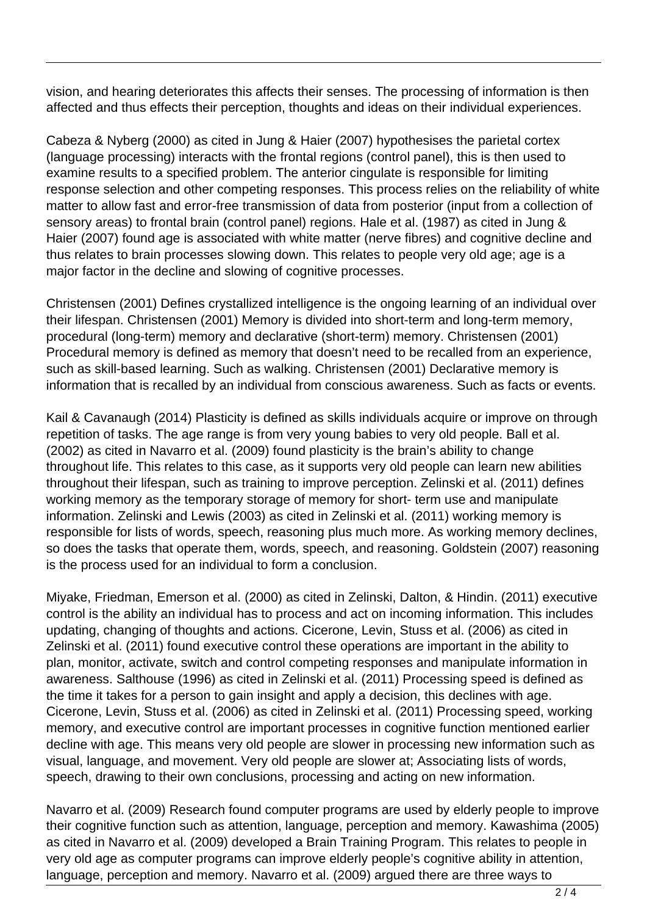vision, and hearing deteriorates this affects their senses. The processing of information is then affected and thus effects their perception, thoughts and ideas on their individual experiences.

Cabeza & Nyberg (2000) as cited in Jung & Haier (2007) hypothesises the parietal cortex (language processing) interacts with the frontal regions (control panel), this is then used to examine results to a specified problem. The anterior cingulate is responsible for limiting response selection and other competing responses. This process relies on the reliability of white matter to allow fast and error-free transmission of data from posterior (input from a collection of sensory areas) to frontal brain (control panel) regions. Hale et al. (1987) as cited in Jung & Haier (2007) found age is associated with white matter (nerve fibres) and cognitive decline and thus relates to brain processes slowing down. This relates to people very old age; age is a major factor in the decline and slowing of cognitive processes.

Christensen (2001) Defines crystallized intelligence is the ongoing learning of an individual over their lifespan. Christensen (2001) Memory is divided into short-term and long-term memory, procedural (long-term) memory and declarative (short-term) memory. Christensen (2001) Procedural memory is defined as memory that doesn't need to be recalled from an experience, such as skill-based learning. Such as walking. Christensen (2001) Declarative memory is information that is recalled by an individual from conscious awareness. Such as facts or events.

Kail & Cavanaugh (2014) Plasticity is defined as skills individuals acquire or improve on through repetition of tasks. The age range is from very young babies to very old people. Ball et al. (2002) as cited in Navarro et al. (2009) found plasticity is the brain's ability to change throughout life. This relates to this case, as it supports very old people can learn new abilities throughout their lifespan, such as training to improve perception. Zelinski et al. (2011) defines working memory as the temporary storage of memory for short- term use and manipulate information. Zelinski and Lewis (2003) as cited in Zelinski et al. (2011) working memory is responsible for lists of words, speech, reasoning plus much more. As working memory declines, so does the tasks that operate them, words, speech, and reasoning. Goldstein (2007) reasoning is the process used for an individual to form a conclusion.

Miyake, Friedman, Emerson et al. (2000) as cited in Zelinski, Dalton, & Hindin. (2011) executive control is the ability an individual has to process and act on incoming information. This includes updating, changing of thoughts and actions. Cicerone, Levin, Stuss et al. (2006) as cited in Zelinski et al. (2011) found executive control these operations are important in the ability to plan, monitor, activate, switch and control competing responses and manipulate information in awareness. Salthouse (1996) as cited in Zelinski et al. (2011) Processing speed is defined as the time it takes for a person to gain insight and apply a decision, this declines with age. Cicerone, Levin, Stuss et al. (2006) as cited in Zelinski et al. (2011) Processing speed, working memory, and executive control are important processes in cognitive function mentioned earlier decline with age. This means very old people are slower in processing new information such as visual, language, and movement. Very old people are slower at; Associating lists of words, speech, drawing to their own conclusions, processing and acting on new information.

Navarro et al. (2009) Research found computer programs are used by elderly people to improve their cognitive function such as attention, language, perception and memory. Kawashima (2005) as cited in Navarro et al. (2009) developed a Brain Training Program. This relates to people in very old age as computer programs can improve elderly people's cognitive ability in attention, language, perception and memory. Navarro et al. (2009) argued there are three ways to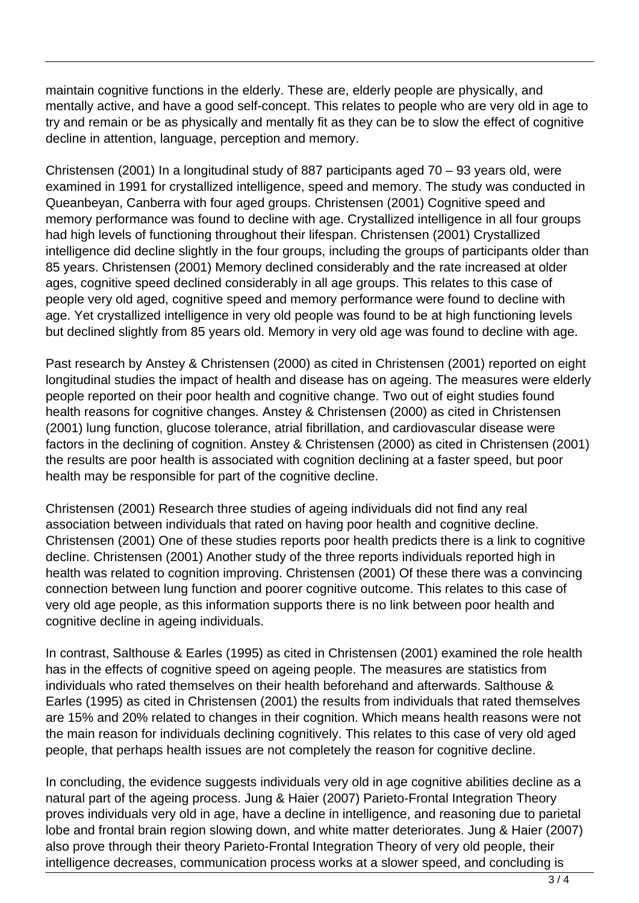maintain cognitive functions in the elderly. These are, elderly people are physically, and mentally active, and have a good self-concept. This relates to people who are very old in age to try and remain or be as physically and mentally fit as they can be to slow the effect of cognitive decline in attention, language, perception and memory.

Christensen (2001) In a longitudinal study of 887 participants aged 70 – 93 years old, were examined in 1991 for crystallized intelligence, speed and memory. The study was conducted in Queanbeyan, Canberra with four aged groups. Christensen (2001) Cognitive speed and memory performance was found to decline with age. Crystallized intelligence in all four groups had high levels of functioning throughout their lifespan. Christensen (2001) Crystallized intelligence did decline slightly in the four groups, including the groups of participants older than 85 years. Christensen (2001) Memory declined considerably and the rate increased at older ages, cognitive speed declined considerably in all age groups. This relates to this case of people very old aged, cognitive speed and memory performance were found to decline with age. Yet crystallized intelligence in very old people was found to be at high functioning levels but declined slightly from 85 years old. Memory in very old age was found to decline with age.

Past research by Anstey & Christensen (2000) as cited in Christensen (2001) reported on eight longitudinal studies the impact of health and disease has on ageing. The measures were elderly people reported on their poor health and cognitive change. Two out of eight studies found health reasons for cognitive changes. Anstey & Christensen (2000) as cited in Christensen (2001) lung function, glucose tolerance, atrial fibrillation, and cardiovascular disease were factors in the declining of cognition. Anstey & Christensen (2000) as cited in Christensen (2001) the results are poor health is associated with cognition declining at a faster speed, but poor health may be responsible for part of the cognitive decline.

Christensen (2001) Research three studies of ageing individuals did not find any real association between individuals that rated on having poor health and cognitive decline. Christensen (2001) One of these studies reports poor health predicts there is a link to cognitive decline. Christensen (2001) Another study of the three reports individuals reported high in health was related to cognition improving. Christensen (2001) Of these there was a convincing connection between lung function and poorer cognitive outcome. This relates to this case of very old age people, as this information supports there is no link between poor health and cognitive decline in ageing individuals.

In contrast, Salthouse & Earles (1995) as cited in Christensen (2001) examined the role health has in the effects of cognitive speed on ageing people. The measures are statistics from individuals who rated themselves on their health beforehand and afterwards. Salthouse & Earles (1995) as cited in Christensen (2001) the results from individuals that rated themselves are 15% and 20% related to changes in their cognition. Which means health reasons were not the main reason for individuals declining cognitively. This relates to this case of very old aged people, that perhaps health issues are not completely the reason for cognitive decline.

In concluding, the evidence suggests individuals very old in age cognitive abilities decline as a natural part of the ageing process. Jung & Haier (2007) Parieto-Frontal Integration Theory proves individuals very old in age, have a decline in intelligence, and reasoning due to parietal lobe and frontal brain region slowing down, and white matter deteriorates. Jung & Haier (2007) also prove through their theory Parieto-Frontal Integration Theory of very old people, their intelligence decreases, communication process works at a slower speed, and concluding is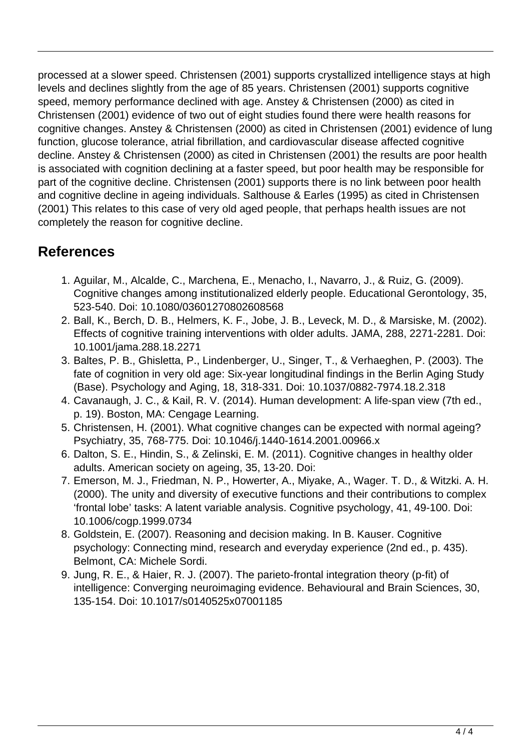processed at a slower speed. Christensen (2001) supports crystallized intelligence stays at high levels and declines slightly from the age of 85 years. Christensen (2001) supports cognitive speed, memory performance declined with age. Anstey & Christensen (2000) as cited in Christensen (2001) evidence of two out of eight studies found there were health reasons for cognitive changes. Anstey & Christensen (2000) as cited in Christensen (2001) evidence of lung function, glucose tolerance, atrial fibrillation, and cardiovascular disease affected cognitive decline. Anstey & Christensen (2000) as cited in Christensen (2001) the results are poor health is associated with cognition declining at a faster speed, but poor health may be responsible for part of the cognitive decline. Christensen (2001) supports there is no link between poor health and cognitive decline in ageing individuals. Salthouse & Earles (1995) as cited in Christensen (2001) This relates to this case of very old aged people, that perhaps health issues are not completely the reason for cognitive decline.

## References

1. Aguilar, M., Alcalde, C., Marchena, E., Menacho, I., Navarro, J., & Ruiz, G. (2009). Cognitive changes among institutionalized elderly people. Educational Gerontology, 35, 523-540. Doi: 10.1080/03601270802608568
2. Ball, K., Berch, D. B., Helmers, K. F., Jobe, J. B., Leveck, M. D., & Marsiske, M. (2002). Effects of cognitive training interventions with older adults. JAMA, 288, 2271-2281. Doi: 10.1001/jama.288.18.2271
3. Baltes, P. B., Ghisletta, P., Lindenberger, U., Singer, T., & Verhaeghen, P. (2003). The fate of cognition in very old age: Six-year longitudinal findings in the Berlin Aging Study (Base). Psychology and Aging, 18, 318-331. Doi: 10.1037/0882-7974.18.2.318
4. Cavanaugh, J. C., & Kail, R. V. (2014). Human development: A life-span view (7th ed., p. 19). Boston, MA: Cengage Learning.
5. Christensen, H. (2001). What cognitive changes can be expected with normal ageing? Psychiatry, 35, 768-775. Doi: 10.1046/j.1440-1614.2001.00966.x
6. Dalton, S. E., Hindin, S., & Zelinski, E. M. (2011). Cognitive changes in healthy older adults. American society on ageing, 35, 13-20. Doi:
7. Emerson, M. J., Friedman, N. P., Howerter, A., Miyake, A., Wager. T. D., & Witzki. A. H. (2000). The unity and diversity of executive functions and their contributions to complex 'frontal lobe' tasks: A latent variable analysis. Cognitive psychology, 41, 49-100. Doi: 10.1006/cogp.1999.0734
8. Goldstein, E. (2007). Reasoning and decision making. In B. Kauser. Cognitive psychology: Connecting mind, research and everyday experience (2nd ed., p. 435). Belmont, CA: Michele Sordi.
9. Jung, R. E., & Haier, R. J. (2007). The parieto-frontal integration theory (p-fit) of intelligence: Converging neuroimaging evidence. Behavioural and Brain Sciences, 30, 135-154. Doi: 10.1017/s0140525x07001185